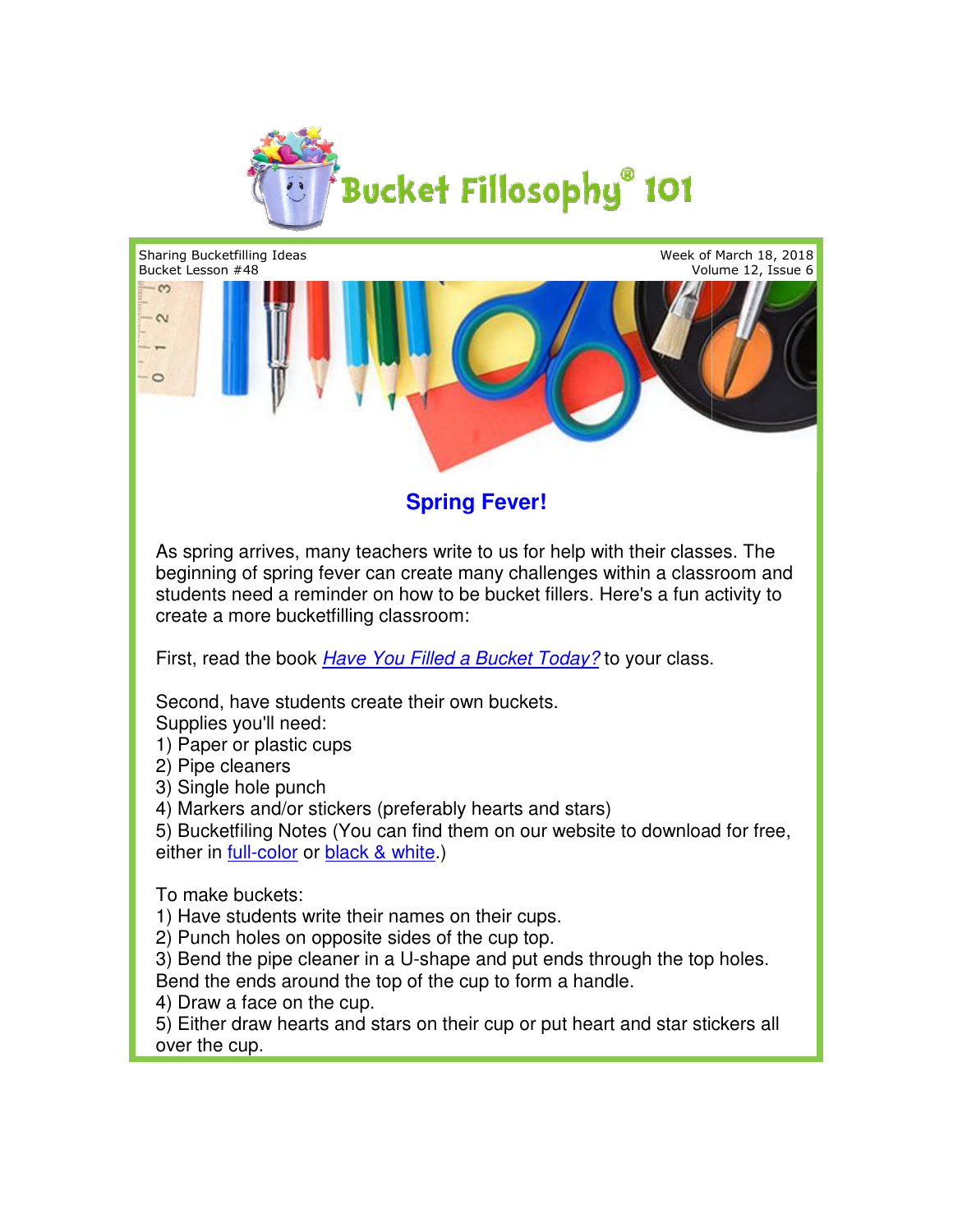# Bucket Fillosophy® 101

Sharing Bucketfilling Ideas
Bucket Lesson #48

Week of March 18, 2018
Volume 12, Issue 6

## Spring Fever!

As spring arrives, many teachers write to us for help with their classes. The beginning of spring fever can create many challenges within a classroom and students need a reminder on how to be bucket fillers. Here's a fun activity to create a more bucketfilling classroom:

First, read the book *Have You Filled a Bucket Today?* to your class.

Second, have students create their own buckets.
Supplies you'll need:
1) Paper or plastic cups
2) Pipe cleaners
3) Single hole punch
4) Markers and/or stickers (preferably hearts and stars)
5) Bucketfiling Notes (You can find them on our website to download for free, either in full-color or black & white.)

To make buckets:
1) Have students write their names on their cups.
2) Punch holes on opposite sides of the cup top.
3) Bend the pipe cleaner in a U-shape and put ends through the top holes. Bend the ends around the top of the cup to form a handle.
4) Draw a face on the cup.
5) Either draw hearts and stars on their cup or put heart and star stickers all over the cup.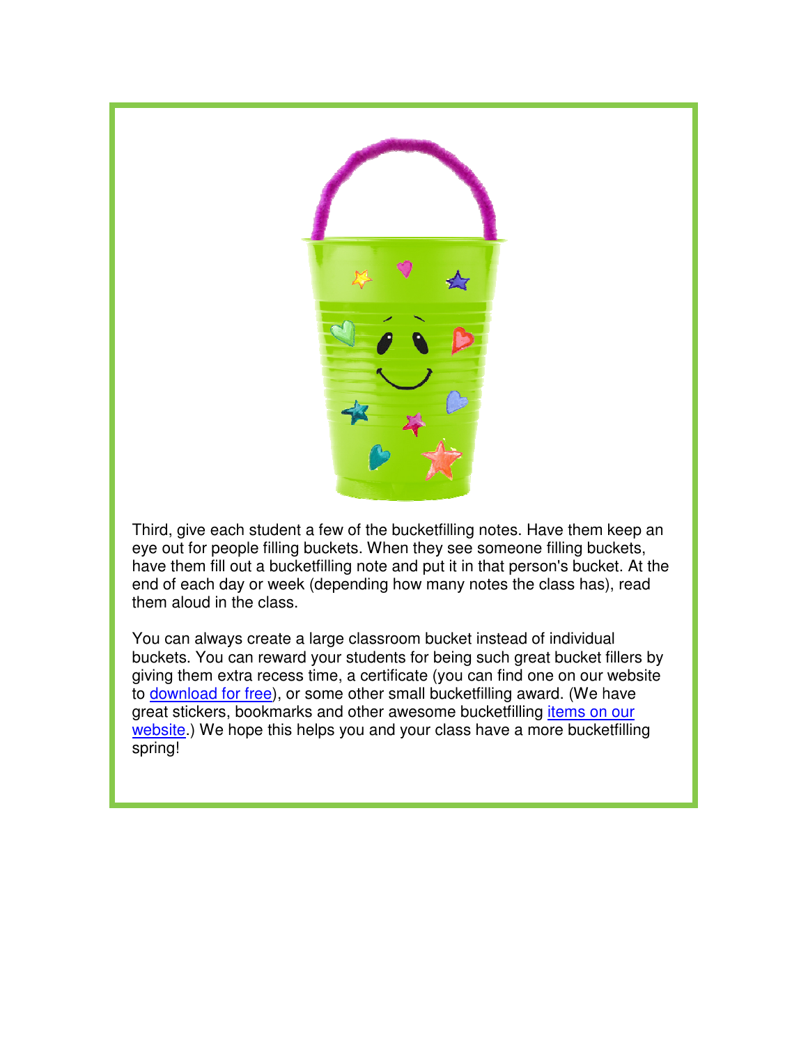Third, give each student a few of the bucketfilling notes. Have them keep an eye out for people filling buckets. When they see someone filling buckets, have them fill out a bucketfilling note and put it in that person's bucket. At the end of each day or week (depending how many notes the class has), read them aloud in the class.

You can always create a large classroom bucket instead of individual buckets. You can reward your students for being such great bucket fillers by giving them extra recess time, a certificate (you can find one on our website to download for free), or some other small bucketfilling award. (We have great stickers, bookmarks and other awesome bucketfilling items on our website.) We hope this helps you and your class have a more bucketfilling spring!